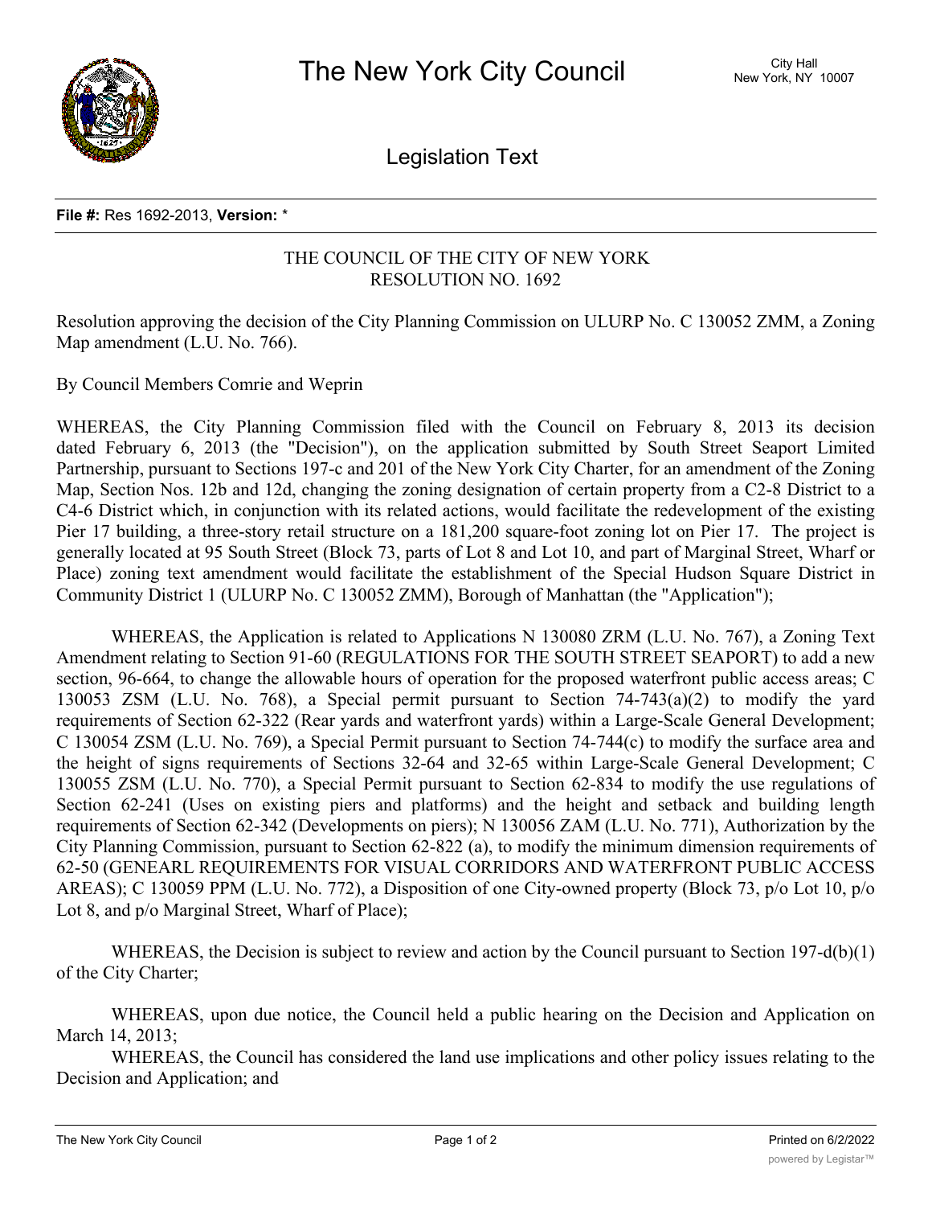# The New York City Council

City Hall
New York, NY 10007

## Legislation Text

**File #:** Res 1692-2013, **Version:** *

THE COUNCIL OF THE CITY OF NEW YORK
RESOLUTION NO. 1692

Resolution approving the decision of the City Planning Commission on ULURP No. C 130052 ZMM, a Zoning Map amendment (L.U. No. 766).

By Council Members Comrie and Weprin

WHEREAS, the City Planning Commission filed with the Council on February 8, 2013 its decision dated February 6, 2013 (the "Decision"), on the application submitted by South Street Seaport Limited Partnership, pursuant to Sections 197-c and 201 of the New York City Charter, for an amendment of the Zoning Map, Section Nos. 12b and 12d, changing the zoning designation of certain property from a C2-8 District to a C4-6 District which, in conjunction with its related actions, would facilitate the redevelopment of the existing Pier 17 building, a three-story retail structure on a 181,200 square-foot zoning lot on Pier 17. The project is generally located at 95 South Street (Block 73, parts of Lot 8 and Lot 10, and part of Marginal Street, Wharf or Place) zoning text amendment would facilitate the establishment of the Special Hudson Square District in Community District 1 (ULURP No. C 130052 ZMM), Borough of Manhattan (the "Application");

WHEREAS, the Application is related to Applications N 130080 ZRM (L.U. No. 767), a Zoning Text Amendment relating to Section 91-60 (REGULATIONS FOR THE SOUTH STREET SEAPORT) to add a new section, 96-664, to change the allowable hours of operation for the proposed waterfront public access areas; C 130053 ZSM (L.U. No. 768), a Special permit pursuant to Section 74-743(a)(2) to modify the yard requirements of Section 62-322 (Rear yards and waterfront yards) within a Large-Scale General Development; C 130054 ZSM (L.U. No. 769), a Special Permit pursuant to Section 74-744(c) to modify the surface area and the height of signs requirements of Sections 32-64 and 32-65 within Large-Scale General Development; C 130055 ZSM (L.U. No. 770), a Special Permit pursuant to Section 62-834 to modify the use regulations of Section 62-241 (Uses on existing piers and platforms) and the height and setback and building length requirements of Section 62-342 (Developments on piers); N 130056 ZAM (L.U. No. 771), Authorization by the City Planning Commission, pursuant to Section 62-822 (a), to modify the minimum dimension requirements of 62-50 (GENEARL REQUIREMENTS FOR VISUAL CORRIDORS AND WATERFRONT PUBLIC ACCESS AREAS); C 130059 PPM (L.U. No. 772), a Disposition of one City-owned property (Block 73, p/o Lot 10, p/o Lot 8, and p/o Marginal Street, Wharf of Place);

WHEREAS, the Decision is subject to review and action by the Council pursuant to Section 197-d(b)(1) of the City Charter;

WHEREAS, upon due notice, the Council held a public hearing on the Decision and Application on March 14, 2013;

WHEREAS, the Council has considered the land use implications and other policy issues relating to the Decision and Application; and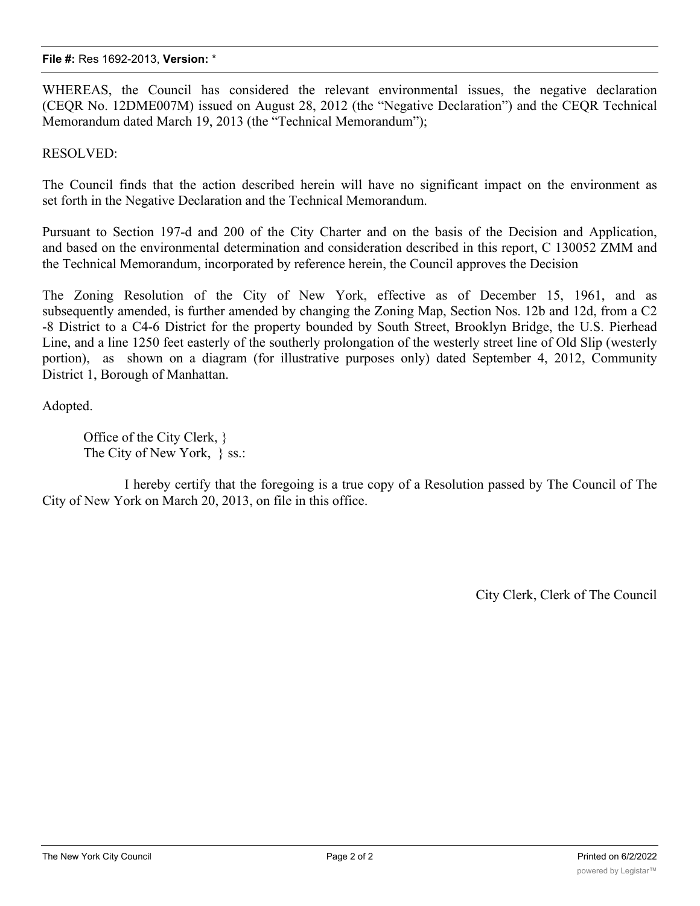WHEREAS, the Council has considered the relevant environmental issues, the negative declaration (CEQR No. 12DME007M) issued on August 28, 2012 (the "Negative Declaration") and the CEQR Technical Memorandum dated March 19, 2013 (the "Technical Memorandum");

RESOLVED:

The Council finds that the action described herein will have no significant impact on the environment as set forth in the Negative Declaration and the Technical Memorandum.

Pursuant to Section 197-d and 200 of the City Charter and on the basis of the Decision and Application, and based on the environmental determination and consideration described in this report, C 130052 ZMM and the Technical Memorandum, incorporated by reference herein, the Council approves the Decision

The Zoning Resolution of the City of New York, effective as of December 15, 1961, and as subsequently amended, is further amended by changing the Zoning Map, Section Nos. 12b and 12d, from a C2-8 District to a C4-6 District for the property bounded by South Street, Brooklyn Bridge, the U.S. Pierhead Line, and a line 1250 feet easterly of the southerly prolongation of the westerly street line of Old Slip (westerly portion), as shown on a diagram (for illustrative purposes only) dated September 4, 2012, Community District 1, Borough of Manhattan.

Adopted.

Office of the City Clerk, }
The City of New York, } ss.:

I hereby certify that the foregoing is a true copy of a Resolution passed by The Council of The City of New York on March 20, 2013, on file in this office.

City Clerk, Clerk of The Council